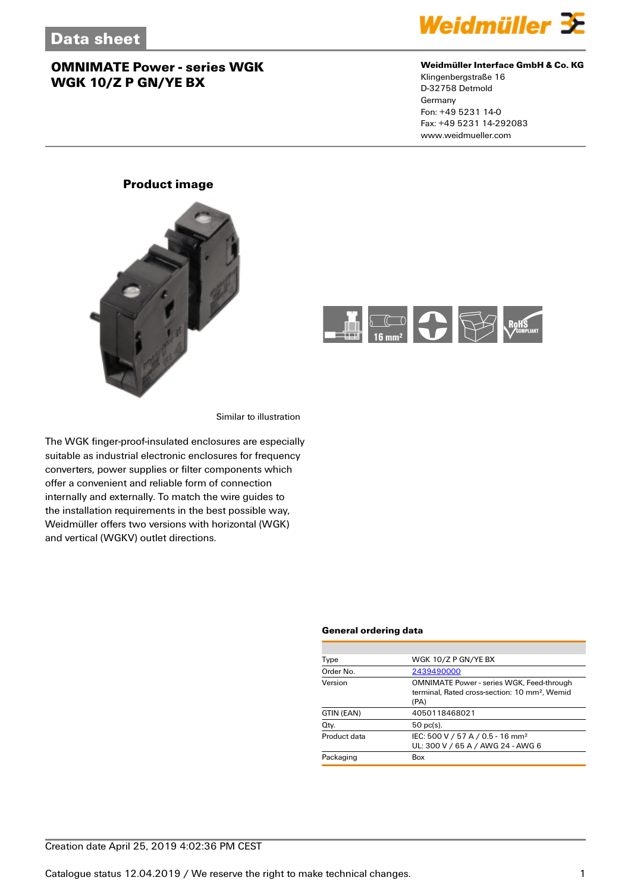# Data sheet

## OMNIMATE Power - series WGK
## WGK 10/Z P GN/YE BX

**Weidmüller Interface GmbH & Co. KG**
Klingenbergstraße 16
D-32758 Detmold
Germany
Fon: +49 5231 14-0
Fax: +49 5231 14-292083
www.weidmueller.com

### Product image

Similar to illustration

The WGK finger-proof-insulated enclosures are especially suitable as industrial electronic enclosures for frequency converters, power supplies or filter components which offer a convenient and reliable form of connection internally and externally. To match the wire guides to the installation requirements in the best possible way, Weidmüller offers two versions with horizontal (WGK) and vertical (WGKV) outlet directions.

### General ordering data

| | |
|---|---|
| Type | WGK 10/Z P GN/YE BX |
| Order No. | 2439490000 |
| Version | OMNIMATE Power - series WGK, Feed-through terminal, Rated cross-section: 10 mm², Wemid (PA) |
| GTIN (EAN) | 4050118468021 |
| Qty. | 50 pc(s). |
| Product data | IEC: 500 V / 57 A / 0.5 - 16 mm²<br>UL: 300 V / 65 A / AWG 24 - AWG 6 |
| Packaging | Box |

Creation date April 25, 2019 4:02:36 PM CEST

Catalogue status 12.04.2019 / We reserve the right to make technical changes.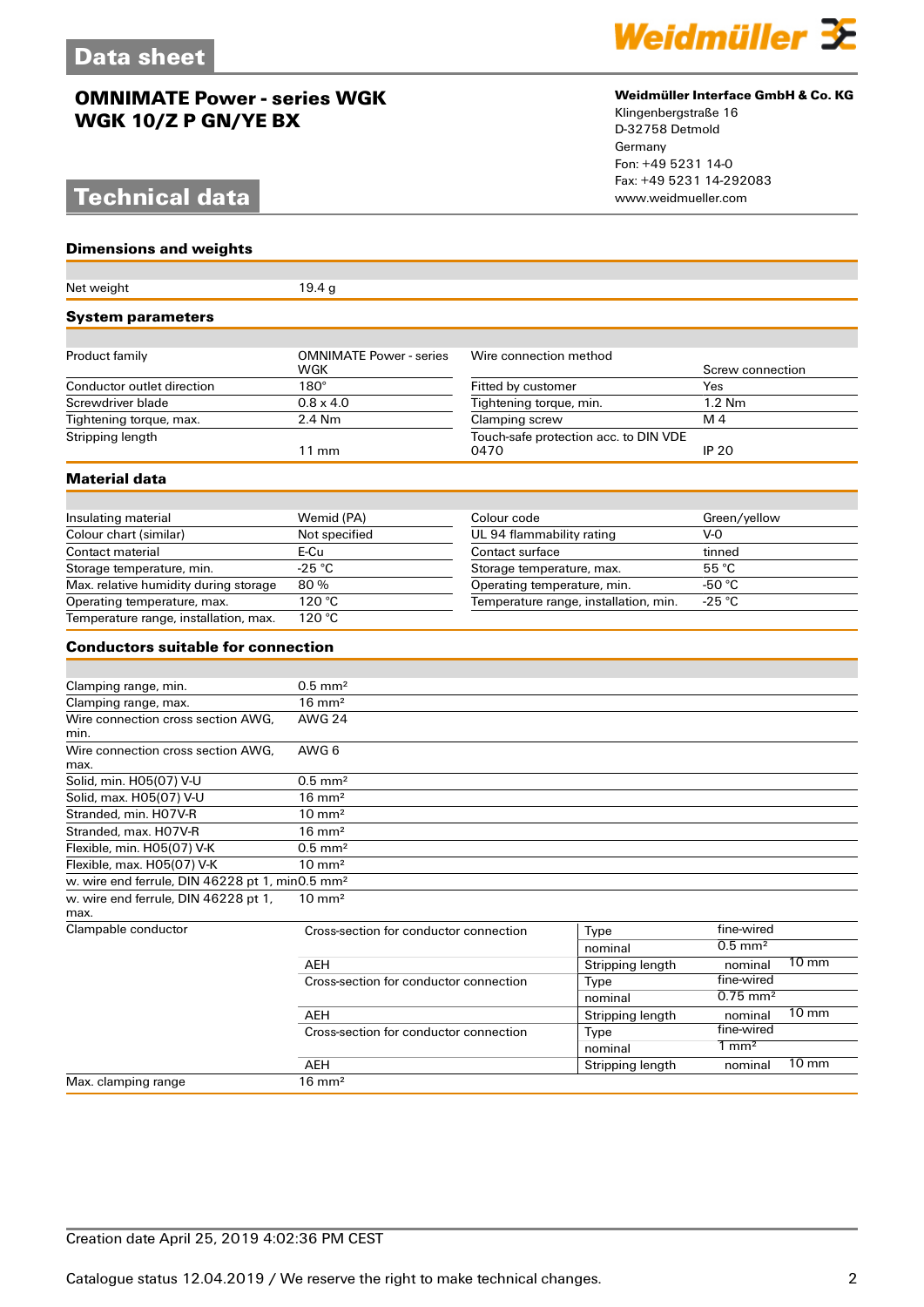# Data sheet

## OMNIMATE Power - series WGK
## WGK 10/Z P GN/YE BX

**Weidmüller Interface GmbH & Co. KG**
Klingenbergstraße 16
D-32758 Detmold
Germany
Fon: +49 5231 14-0
Fax: +49 5231 14-292083
www.weidmueller.com

# Technical data

### Dimensions and weights

| | |
|---|---|
| Net weight | 19.4 g |

### System parameters

| | | | |
|---|---|---|---|
| Product family | OMNIMATE Power - series WGK | Wire connection method | Screw connection |
| Conductor outlet direction | 180° | Fitted by customer | Yes |
| Screwdriver blade | 0.8 x 4.0 | Tightening torque, min. | 1.2 Nm |
| Tightening torque, max. | 2.4 Nm | Clamping screw | M 4 |
| Stripping length | 11 mm | Touch-safe protection acc. to DIN VDE 0470 | IP 20 |

### Material data

| | | | |
|---|---|---|---|
| Insulating material | Wemid (PA) | Colour code | Green/yellow |
| Colour chart (similar) | Not specified | UL 94 flammability rating | V-0 |
| Contact material | E-Cu | Contact surface | tinned |
| Storage temperature, min. | -25 °C | Storage temperature, max. | 55 °C |
| Max. relative humidity during storage | 80 % | Operating temperature, min. | -50 °C |
| Operating temperature, max. | 120 °C | Temperature range, installation, min. | -25 °C |
| Temperature range, installation, max. | 120 °C | | |

### Conductors suitable for connection

| | | | | |
|---|---|---|---|---|
| Clamping range, min. | 0.5 mm² | | | |
| Clamping range, max. | 16 mm² | | | |
| Wire connection cross section AWG, min. | AWG 24 | | | |
| Wire connection cross section AWG, max. | AWG 6 | | | |
| Solid, min. H05(07) V-U | 0.5 mm² | | | |
| Solid, max. H05(07) V-U | 16 mm² | | | |
| Stranded, min. H07V-R | 10 mm² | | | |
| Stranded, max. H07V-R | 16 mm² | | | |
| Flexible, min. H05(07) V-K | 0.5 mm² | | | |
| Flexible, max. H05(07) V-K | 10 mm² | | | |
| w. wire end ferrule, DIN 46228 pt 1, min | 0.5 mm² | | | |
| w. wire end ferrule, DIN 46228 pt 1, max. | 10 mm² | | | |
| Clampable conductor | Cross-section for conductor connection | Type | fine-wired | |
| | | nominal | 0.5 mm² | |
| | AEH | Stripping length | nominal | 10 mm |
| | Cross-section for conductor connection | Type | fine-wired | |
| | | nominal | 0.75 mm² | |
| | AEH | Stripping length | nominal | 10 mm |
| | Cross-section for conductor connection | Type | fine-wired | |
| | | nominal | 1 mm² | |
| | AEH | Stripping length | nominal | 10 mm |
| Max. clamping range | 16 mm² | | | |

Creation date April 25, 2019 4:02:36 PM CEST

Catalogue status 12.04.2019 / We reserve the right to make technical changes.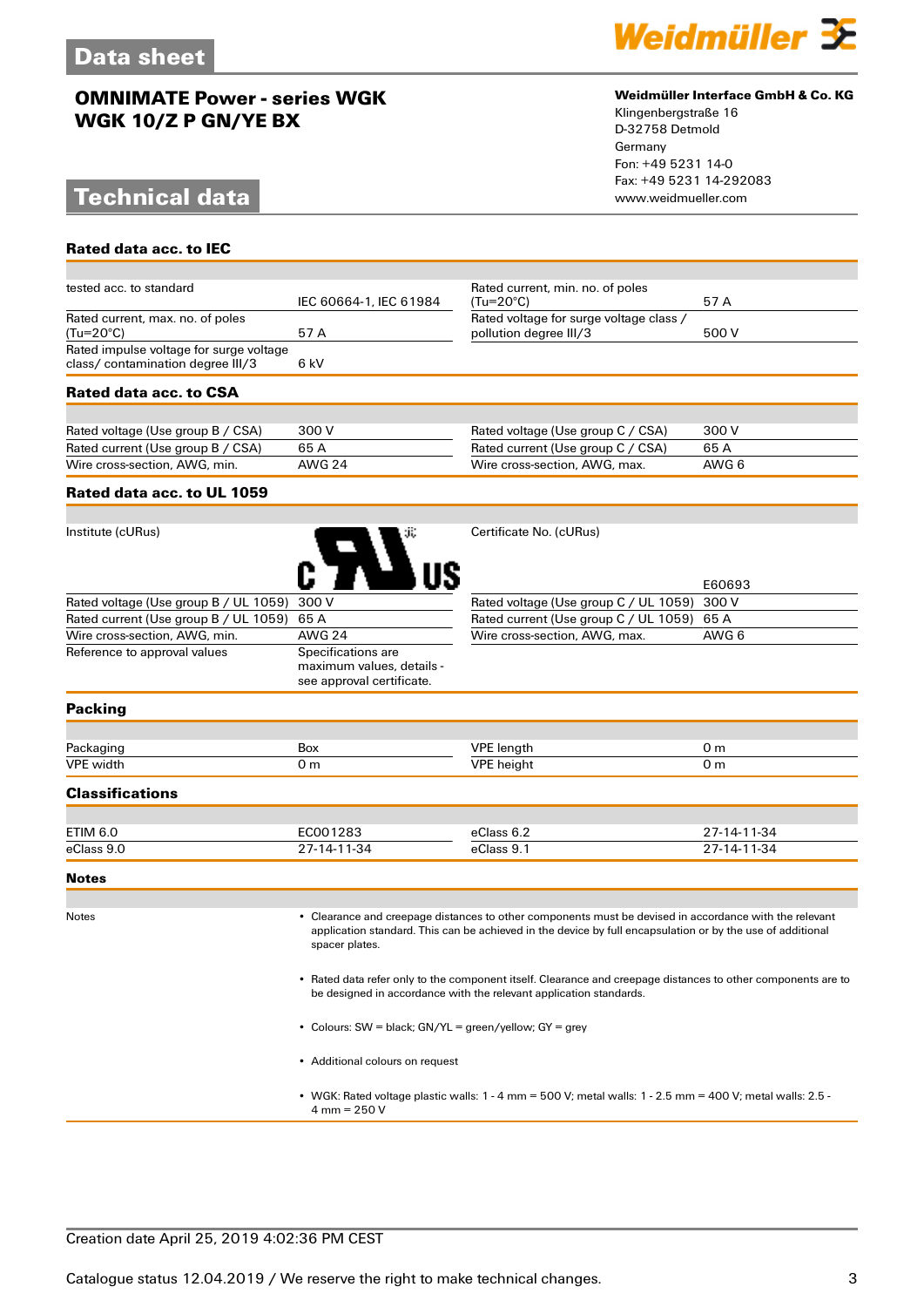# Data sheet

## OMNIMATE Power - series WGK
## WGK 10/Z P GN/YE BX

**Weidmüller Interface GmbH & Co. KG**
Klingenbergstraße 16
D-32758 Detmold
Germany
Fon: +49 5231 14-0
Fax: +49 5231 14-292083
www.weidmueller.com

# Technical data

### Rated data acc. to IEC

| | | | |
|---|---|---|---|
| tested acc. to standard | IEC 60664-1, IEC 61984 | Rated current, min. no. of poles (Tu=20°C) | 57 A |
| Rated current, max. no. of poles (Tu=20°C) | 57 A | Rated voltage for surge voltage class / pollution degree III/3 | 500 V |
| Rated impulse voltage for surge voltage class/ contamination degree III/3 | 6 kV | | |

### Rated data acc. to CSA

| | | | |
|---|---|---|---|
| Rated voltage (Use group B / CSA) | 300 V | Rated voltage (Use group C / CSA) | 300 V |
| Rated current (Use group B / CSA) | 65 A | Rated current (Use group C / CSA) | 65 A |
| Wire cross-section, AWG, min. | AWG 24 | Wire cross-section, AWG, max. | AWG 6 |

### Rated data acc. to UL 1059

| | | | |
|---|---|---|---|
| Institute (cURus) | c UR us | Certificate No. (cURus) | E60693 |
| Rated voltage (Use group B / UL 1059) | 300 V | Rated voltage (Use group C / UL 1059) | 300 V |
| Rated current (Use group B / UL 1059) | 65 A | Rated current (Use group C / UL 1059) | 65 A |
| Wire cross-section, AWG, min. | AWG 24 | Wire cross-section, AWG, max. | AWG 6 |
| Reference to approval values | Specifications are maximum values, details - see approval certificate. | | |

### Packing

| | | | |
|---|---|---|---|
| Packaging | Box | VPE length | 0 m |
| VPE width | 0 m | VPE height | 0 m |

### Classifications

| | | | |
|---|---|---|---|
| ETIM 6.0 | EC001283 | eClass 6.2 | 27-14-11-34 |
| eClass 9.0 | 27-14-11-34 | eClass 9.1 | 27-14-11-34 |

### Notes

Notes

- Clearance and creepage distances to other components must be devised in accordance with the relevant application standard. This can be achieved in the device by full encapsulation or by the use of additional spacer plates.
- Rated data refer only to the component itself. Clearance and creepage distances to other components are to be designed in accordance with the relevant application standards.
- Colours: SW = black; GN/YL = green/yellow; GY = grey
- Additional colours on request
- WGK: Rated voltage plastic walls: 1 - 4 mm = 500 V; metal walls: 1 - 2.5 mm = 400 V; metal walls: 2.5 - 4 mm = 250 V

Creation date April 25, 2019 4:02:36 PM CEST

Catalogue status 12.04.2019 / We reserve the right to make technical changes.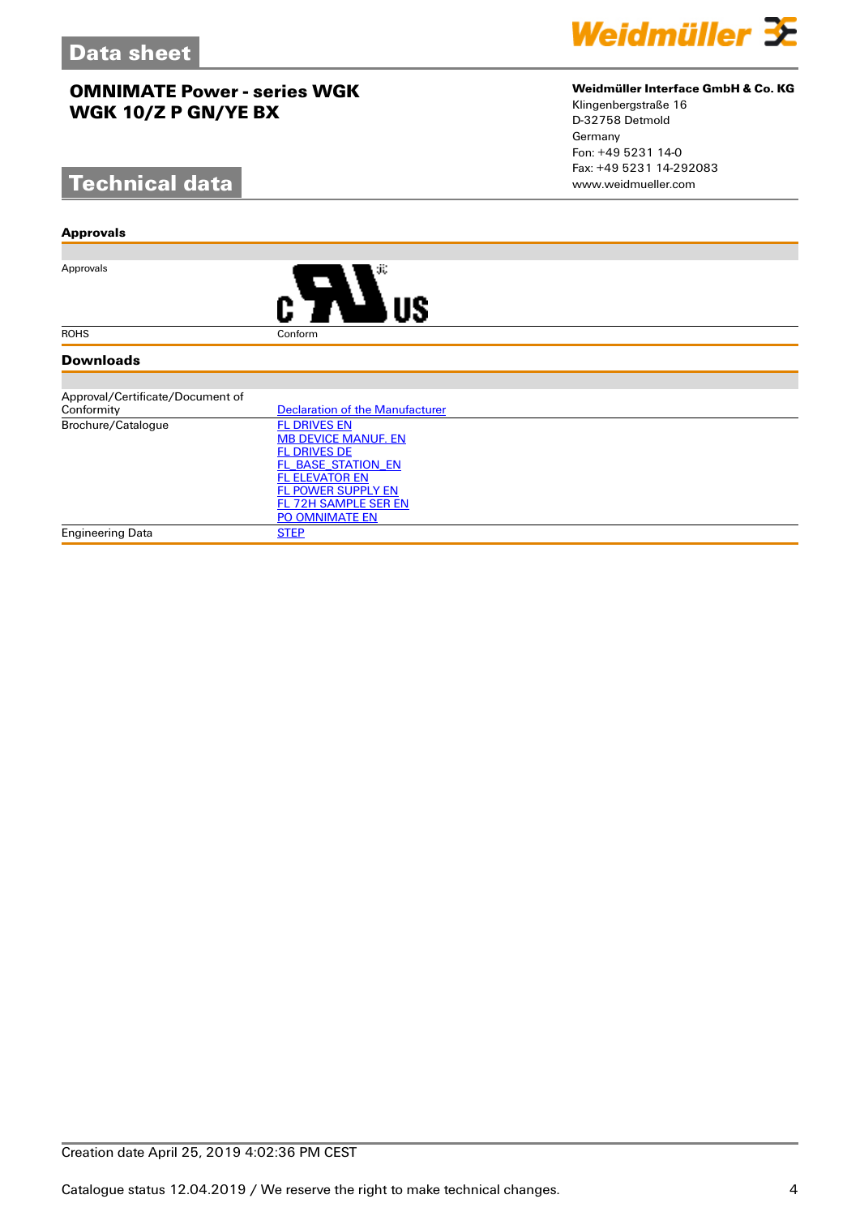# Data sheet

## OMNIMATE Power - series WGK
## WGK 10/Z P GN/YE BX

**Weidmüller Interface GmbH & Co. KG**
Klingenbergstraße 16
D-32758 Detmold
Germany
Fon: +49 5231 14-0
Fax: +49 5231 14-292083
www.weidmueller.com

# Technical data

### Approvals

| | |
|---|---|
| Approvals | c UL US |
| ROHS | Conform |

### Downloads

| | |
|---|---|
| Approval/Certificate/Document of Conformity | Declaration of the Manufacturer |
| Brochure/Catalogue | FL DRIVES EN<br>MB DEVICE MANUF. EN<br>FL DRIVES DE<br>FL_BASE_STATION_EN<br>FL ELEVATOR EN<br>FL POWER SUPPLY EN<br>FL 72H SAMPLE SER EN<br>PO OMNIMATE EN |
| Engineering Data | STEP |

Creation date April 25, 2019 4:02:36 PM CEST

Catalogue status 12.04.2019 / We reserve the right to make technical changes.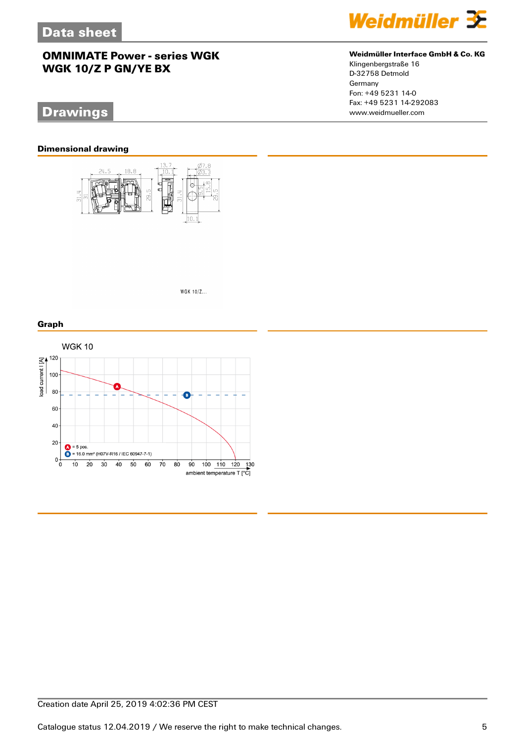# Data sheet

## OMNIMATE Power - series WGK
## WGK 10/Z P GN/YE BX

**Weidmüller Interface GmbH & Co. KG**
Klingenbergstraße 16
D-32758 Detmold
Germany
Fon: +49 5231 14-0
Fax: +49 5231 14-292083
www.weidmueller.com

# Drawings

### Dimensional drawing

24.5
18.8
13.7
10.1
Ø7.8
Ø3.3
31.4
31
29.5
31.4
9.5
15.8
29.5
10.1

WGK 10/Z...

### Graph

WGK 10

load current I [A]
120
100
80
60
40
20
0

0 10 20 30 40 50 60 70 80 90 100 110 120 130
ambient temperature T [°C]

A = 5 pos.
B = 16.0 mm² (H07V-R16 / IEC 60947-7-1)

Creation date April 25, 2019 4:02:36 PM CEST

Catalogue status 12.04.2019 / We reserve the right to make technical changes.